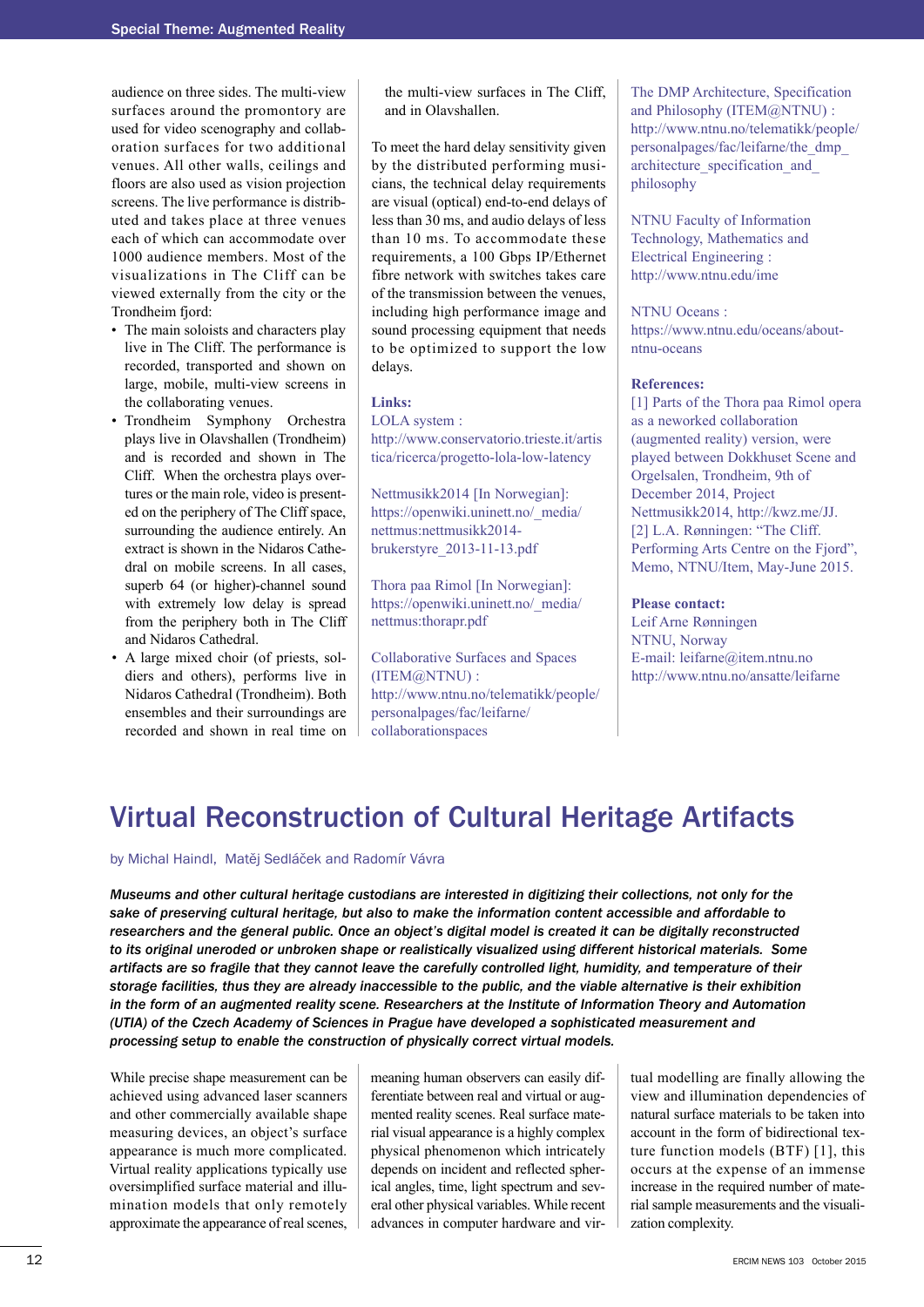audience on three sides. The multi-view surfaces around the promontory are used for video scenography and collaboration surfaces for two additional venues. All other walls, ceilings and floors are also used as vision projection screens. The live performance is distributed and takes place at three venues each of which can accommodate over 1000 audience members. Most of the visualizations in The Cliff can be viewed externally from the city or the Trondheim fjord:

- The main soloists and characters play live in The Cliff. The performance is recorded, transported and shown on large, mobile, multi-view screens in the collaborating venues.
- Trondheim Symphony Orchestra plays live in Olavshallen (Trondheim) and is recorded and shown in The Cliff. When the orchestra plays overtures or the main role, video is presented on the periphery of The Cliff space, surrounding the audience entirely. An extract is shown in the Nidaros Cathedral on mobile screens. In all cases, superb 64 (or higher)-channel sound with extremely low delay is spread from the periphery both in The Cliff and Nidaros Cathedral.
- A large mixed choir (of priests, soldiers and others), performs live in Nidaros Cathedral (Trondheim). Both ensembles and their surroundings are recorded and shown in real time on the multi-view surfaces in The Cliff, and in Olavshallen.

To meet the hard delay sensitivity given by the distributed performing musicians, the technical delay requirements are visual (optical) end-to-end delays of less than 30 ms, and audio delays of less than 10 ms. To accommodate these requirements, a 100 Gbps IP/Ethernet fibre network with switches takes care of the transmission between the venues, including high performance image and sound processing equipment that needs to be optimized to support the low delays.

**Links:**

LOLA system : http://www.conservatorio.trieste.it/artistica/ricerca/progetto-lola-low-latency

Nettmusikk2014 [In Norwegian]: https://openwiki.uninett.no/_media/nettmus:nettmusikk2014-brukerstyre_2013-11-13.pdf

Thora paa Rimol [In Norwegian]: https://openwiki.uninett.no/_media/nettmus:thorapr.pdf

Collaborative Surfaces and Spaces (ITEM@NTNU) : http://www.ntnu.no/telematikk/people/personalpages/fac/leifarne/collaborationspaces

The DMP Architecture, Specification and Philosophy (ITEM@NTNU) : http://www.ntnu.no/telematikk/people/personalpages/fac/leifarne/the_dmp_architecture_specification_and_philosophy

NTNU Faculty of Information Technology, Mathematics and Electrical Engineering : http://www.ntnu.edu/ime

NTNU Oceans : https://www.ntnu.edu/oceans/about-ntnu-oceans

**References:**

[1] Parts of the Thora paa Rimol opera as a neworked collaboration (augmented reality) version, were played between Dokkhuset Scene and Orgelsalen, Trondheim, 9th of December 2014, Project Nettmusikk2014, http://kwz.me/JJ.

[2] L.A. Rønningen: "The Cliff. Performing Arts Centre on the Fjord", Memo, NTNU/Item, May-June 2015.

**Please contact:**

Leif Arne Rønningen
NTNU, Norway
E-mail: leifarne@item.ntnu.no
http://www.ntnu.no/ansatte/leifarne

# Virtual Reconstruction of Cultural Heritage Artifacts

by Michal Haindl, Matěj Sedláček and Radomír Vávra

***Museums and other cultural heritage custodians are interested in digitizing their collections, not only for the sake of preserving cultural heritage, but also to make the information content accessible and affordable to researchers and the general public. Once an object's digital model is created it can be digitally reconstructed to its original uneroded or unbroken shape or realistically visualized using different historical materials. Some artifacts are so fragile that they cannot leave the carefully controlled light, humidity, and temperature of their storage facilities, thus they are already inaccessible to the public, and the viable alternative is their exhibition in the form of an augmented reality scene. Researchers at the Institute of Information Theory and Automation (UTIA) of the Czech Academy of Sciences in Prague have developed a sophisticated measurement and processing setup to enable the construction of physically correct virtual models.***

While precise shape measurement can be achieved using advanced laser scanners and other commercially available shape measuring devices, an object's surface appearance is much more complicated. Virtual reality applications typically use oversimplified surface material and illumination models that only remotely approximate the appearance of real scenes, meaning human observers can easily differentiate between real and virtual or augmented reality scenes. Real surface material visual appearance is a highly complex physical phenomenon which intricately depends on incident and reflected spherical angles, time, light spectrum and several other physical variables. While recent advances in computer hardware and virtual modelling are finally allowing the view and illumination dependencies of natural surface materials to be taken into account in the form of bidirectional texture function models (BTF) [1], this occurs at the expense of an immense increase in the required number of material sample measurements and the visualization complexity.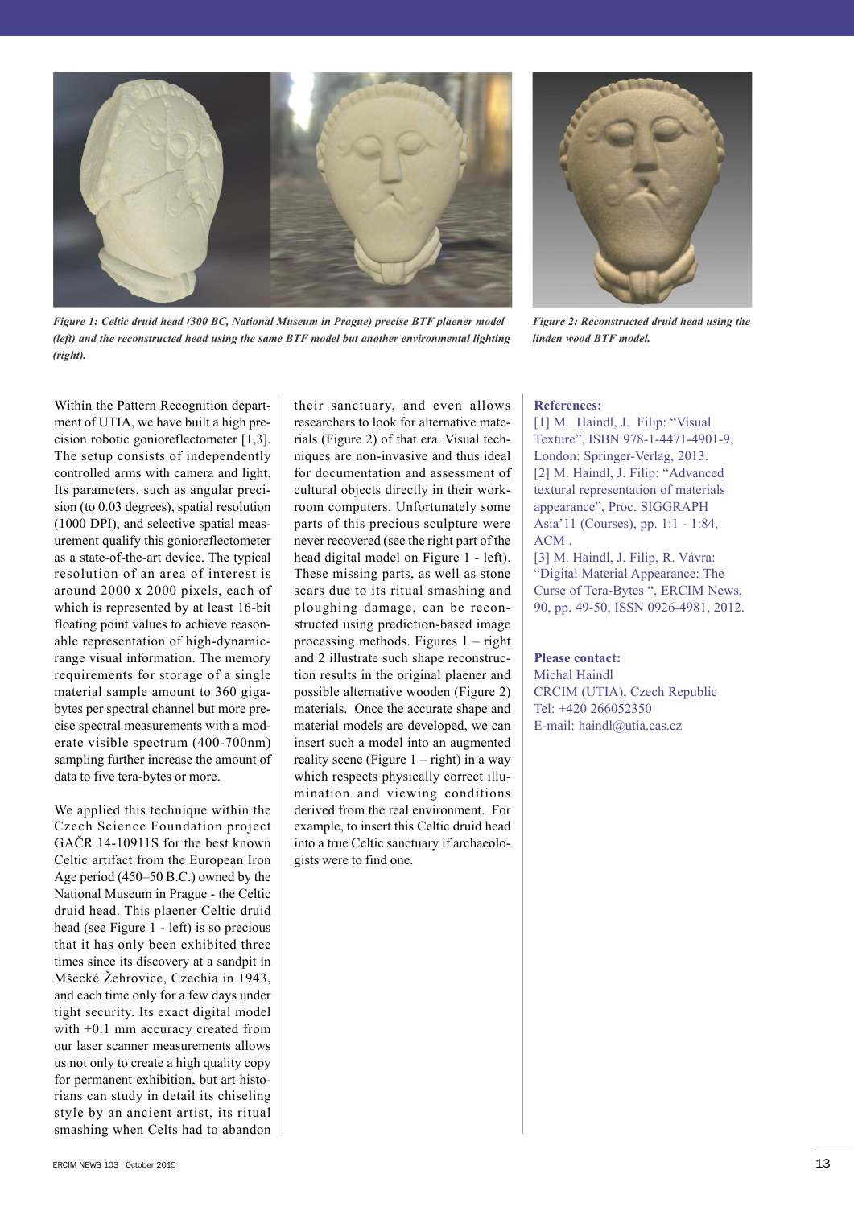*Figure 1: Celtic druid head (300 BC, National Museum in Prague) precise BTF plaener model (left) and the reconstructed head using the same BTF model but another environmental lighting (right).*

*Figure 2: Reconstructed druid head using the linden wood BTF model.*

Within the Pattern Recognition department of UTIA, we have built a high precision robotic gonioreflectometer [1,3]. The setup consists of independently controlled arms with camera and light. Its parameters, such as angular precision (to 0.03 degrees), spatial resolution (1000 DPI), and selective spatial measurement qualify this gonioreflectometer as a state-of-the-art device. The typical resolution of an area of interest is around 2000 x 2000 pixels, each of which is represented by at least 16-bit floating point values to achieve reasonable representation of high-dynamic-range visual information. The memory requirements for storage of a single material sample amount to 360 gigabytes per spectral channel but more precise spectral measurements with a moderate visible spectrum (400-700nm) sampling further increase the amount of data to five tera-bytes or more.

We applied this technique within the Czech Science Foundation project GAČR 14-10911S for the best known Celtic artifact from the European Iron Age period (450–50 B.C.) owned by the National Museum in Prague - the Celtic druid head. This plaener Celtic druid head (see Figure 1 - left) is so precious that it has only been exhibited three times since its discovery at a sandpit in Mšecké Žehrovice, Czechia in 1943, and each time only for a few days under tight security. Its exact digital model with ±0.1 mm accuracy created from our laser scanner measurements allows us not only to create a high quality copy for permanent exhibition, but art historians can study in detail its chiseling style by an ancient artist, its ritual smashing when Celts had to abandon their sanctuary, and even allows researchers to look for alternative materials (Figure 2) of that era. Visual techniques are non-invasive and thus ideal for documentation and assessment of cultural objects directly in their workroom computers. Unfortunately some parts of this precious sculpture were never recovered (see the right part of the head digital model on Figure 1 - left). These missing parts, as well as stone scars due to its ritual smashing and ploughing damage, can be reconstructed using prediction-based image processing methods. Figures 1 – right and 2 illustrate such shape reconstruction results in the original plaener and possible alternative wooden (Figure 2) materials. Once the accurate shape and material models are developed, we can insert such a model into an augmented reality scene (Figure 1 – right) in a way which respects physically correct illumination and viewing conditions derived from the real environment. For example, to insert this Celtic druid head into a true Celtic sanctuary if archaeologists were to find one.

**References:**

[1] M. Haindl, J. Filip: "Visual Texture", ISBN 978-1-4471-4901-9, London: Springer-Verlag, 2013.

[2] M. Haindl, J. Filip: "Advanced textural representation of materials appearance", Proc. SIGGRAPH Asia'11 (Courses), pp. 1:1 - 1:84, ACM .

[3] M. Haindl, J. Filip, R. Vávra: "Digital Material Appearance: The Curse of Tera-Bytes ", ERCIM News, 90, pp. 49-50, ISSN 0926-4981, 2012.

**Please contact:**

Michal Haindl
CRCIM (UTIA), Czech Republic
Tel: +420 266052350
E-mail: haindl@utia.cas.cz